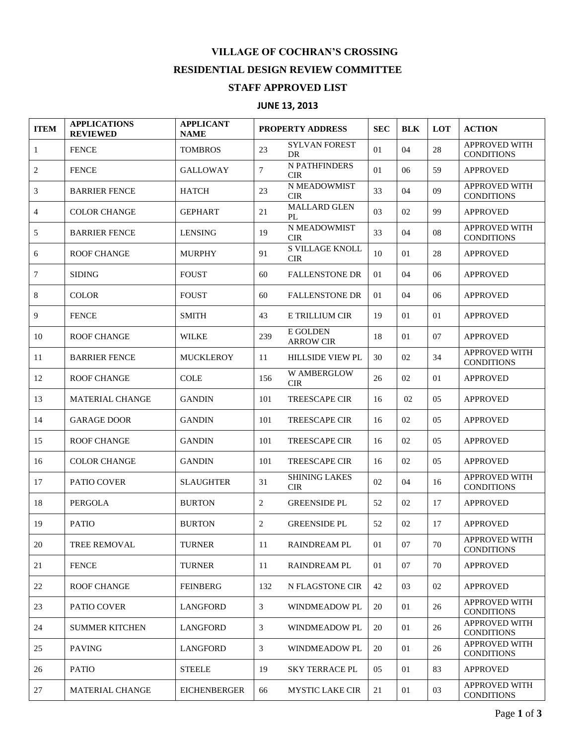# VILLAGE OF COCHRAN'S CROSSING

## RESIDENTIAL DESIGN REVIEW COMMITTEE

## STAFF APPROVED LIST

### JUNE 13, 2013

| ITEM | APPLICATIONS REVIEWED | APPLICANT NAME | PROPERTY ADDRESS | | SEC | BLK | LOT | ACTION |
|---|---|---|---|---|---|---|---|---|
| 1 | FENCE | TOMBROS | 23 | SYLVAN FOREST DR | 01 | 04 | 28 | APPROVED WITH CONDITIONS |
| 2 | FENCE | GALLOWAY | 7 | N PATHFINDERS CIR | 01 | 06 | 59 | APPROVED |
| 3 | BARRIER FENCE | HATCH | 23 | N MEADOWMIST CIR | 33 | 04 | 09 | APPROVED WITH CONDITIONS |
| 4 | COLOR CHANGE | GEPHART | 21 | MALLARD GLEN PL | 03 | 02 | 99 | APPROVED |
| 5 | BARRIER FENCE | LENSING | 19 | N MEADOWMIST CIR | 33 | 04 | 08 | APPROVED WITH CONDITIONS |
| 6 | ROOF CHANGE | MURPHY | 91 | S VILLAGE KNOLL CIR | 10 | 01 | 28 | APPROVED |
| 7 | SIDING | FOUST | 60 | FALLENSTONE DR | 01 | 04 | 06 | APPROVED |
| 8 | COLOR | FOUST | 60 | FALLENSTONE DR | 01 | 04 | 06 | APPROVED |
| 9 | FENCE | SMITH | 43 | E TRILLIUM CIR | 19 | 01 | 01 | APPROVED |
| 10 | ROOF CHANGE | WILKE | 239 | E GOLDEN ARROW CIR | 18 | 01 | 07 | APPROVED |
| 11 | BARRIER FENCE | MUCKLEROY | 11 | HILLSIDE VIEW PL | 30 | 02 | 34 | APPROVED WITH CONDITIONS |
| 12 | ROOF CHANGE | COLE | 156 | W AMBERGLOW CIR | 26 | 02 | 01 | APPROVED |
| 13 | MATERIAL CHANGE | GANDIN | 101 | TREESCAPE CIR | 16 | 02 | 05 | APPROVED |
| 14 | GARAGE DOOR | GANDIN | 101 | TREESCAPE CIR | 16 | 02 | 05 | APPROVED |
| 15 | ROOF CHANGE | GANDIN | 101 | TREESCAPE CIR | 16 | 02 | 05 | APPROVED |
| 16 | COLOR CHANGE | GANDIN | 101 | TREESCAPE CIR | 16 | 02 | 05 | APPROVED |
| 17 | PATIO COVER | SLAUGHTER | 31 | SHINING LAKES CIR | 02 | 04 | 16 | APPROVED WITH CONDITIONS |
| 18 | PERGOLA | BURTON | 2 | GREENSIDE PL | 52 | 02 | 17 | APPROVED |
| 19 | PATIO | BURTON | 2 | GREENSIDE PL | 52 | 02 | 17 | APPROVED |
| 20 | TREE REMOVAL | TURNER | 11 | RAINDREAM PL | 01 | 07 | 70 | APPROVED WITH CONDITIONS |
| 21 | FENCE | TURNER | 11 | RAINDREAM PL | 01 | 07 | 70 | APPROVED |
| 22 | ROOF CHANGE | FEINBERG | 132 | N FLAGSTONE CIR | 42 | 03 | 02 | APPROVED |
| 23 | PATIO COVER | LANGFORD | 3 | WINDMEADOW PL | 20 | 01 | 26 | APPROVED WITH CONDITIONS |
| 24 | SUMMER KITCHEN | LANGFORD | 3 | WINDMEADOW PL | 20 | 01 | 26 | APPROVED WITH CONDITIONS |
| 25 | PAVING | LANGFORD | 3 | WINDMEADOW PL | 20 | 01 | 26 | APPROVED WITH CONDITIONS |
| 26 | PATIO | STEELE | 19 | SKY TERRACE PL | 05 | 01 | 83 | APPROVED |
| 27 | MATERIAL CHANGE | EICHENBERGER | 66 | MYSTIC LAKE CIR | 21 | 01 | 03 | APPROVED WITH CONDITIONS |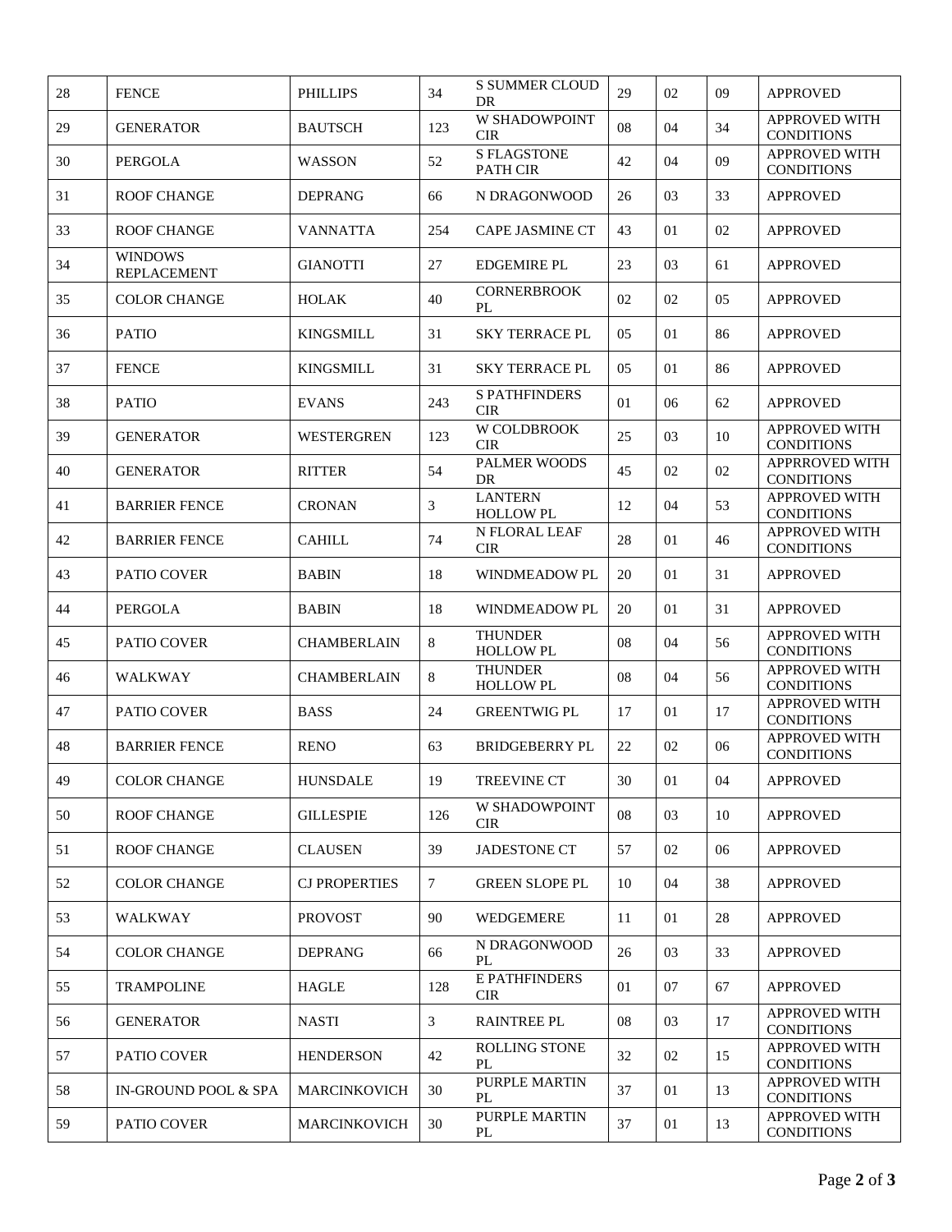| 28 | FENCE | PHILLIPS | 34 | S SUMMER CLOUD DR | 29 | 02 | 09 | APPROVED |
|---|---|---|---|---|---|---|---|---|
| 29 | GENERATOR | BAUTSCH | 123 | W SHADOWPOINT CIR | 08 | 04 | 34 | APPROVED WITH CONDITIONS |
| 30 | PERGOLA | WASSON | 52 | S FLAGSTONE PATH CIR | 42 | 04 | 09 | APPROVED WITH CONDITIONS |
| 31 | ROOF CHANGE | DEPRANG | 66 | N DRAGONWOOD | 26 | 03 | 33 | APPROVED |
| 33 | ROOF CHANGE | VANNATTA | 254 | CAPE JASMINE CT | 43 | 01 | 02 | APPROVED |
| 34 | WINDOWS REPLACEMENT | GIANOTTI | 27 | EDGEMIRE PL | 23 | 03 | 61 | APPROVED |
| 35 | COLOR CHANGE | HOLAK | 40 | CORNERBROOK PL | 02 | 02 | 05 | APPROVED |
| 36 | PATIO | KINGSMILL | 31 | SKY TERRACE PL | 05 | 01 | 86 | APPROVED |
| 37 | FENCE | KINGSMILL | 31 | SKY TERRACE PL | 05 | 01 | 86 | APPROVED |
| 38 | PATIO | EVANS | 243 | S PATHFINDERS CIR | 01 | 06 | 62 | APPROVED |
| 39 | GENERATOR | WESTERGREN | 123 | W COLDBROOK CIR | 25 | 03 | 10 | APPROVED WITH CONDITIONS |
| 40 | GENERATOR | RITTER | 54 | PALMER WOODS DR | 45 | 02 | 02 | APPRROVED WITH CONDITIONS |
| 41 | BARRIER FENCE | CRONAN | 3 | LANTERN HOLLOW PL | 12 | 04 | 53 | APPROVED WITH CONDITIONS |
| 42 | BARRIER FENCE | CAHILL | 74 | N FLORAL LEAF CIR | 28 | 01 | 46 | APPROVED WITH CONDITIONS |
| 43 | PATIO COVER | BABIN | 18 | WINDMEADOW PL | 20 | 01 | 31 | APPROVED |
| 44 | PERGOLA | BABIN | 18 | WINDMEADOW PL | 20 | 01 | 31 | APPROVED |
| 45 | PATIO COVER | CHAMBERLAIN | 8 | THUNDER HOLLOW PL | 08 | 04 | 56 | APPROVED WITH CONDITIONS |
| 46 | WALKWAY | CHAMBERLAIN | 8 | THUNDER HOLLOW PL | 08 | 04 | 56 | APPROVED WITH CONDITIONS |
| 47 | PATIO COVER | BASS | 24 | GREENTWIG PL | 17 | 01 | 17 | APPROVED WITH CONDITIONS |
| 48 | BARRIER FENCE | RENO | 63 | BRIDGEBERRY PL | 22 | 02 | 06 | APPROVED WITH CONDITIONS |
| 49 | COLOR CHANGE | HUNSDALE | 19 | TREEVINE CT | 30 | 01 | 04 | APPROVED |
| 50 | ROOF CHANGE | GILLESPIE | 126 | W SHADOWPOINT CIR | 08 | 03 | 10 | APPROVED |
| 51 | ROOF CHANGE | CLAUSEN | 39 | JADESTONE CT | 57 | 02 | 06 | APPROVED |
| 52 | COLOR CHANGE | CJ PROPERTIES | 7 | GREEN SLOPE PL | 10 | 04 | 38 | APPROVED |
| 53 | WALKWAY | PROVOST | 90 | WEDGEMERE | 11 | 01 | 28 | APPROVED |
| 54 | COLOR CHANGE | DEPRANG | 66 | N DRAGONWOOD PL | 26 | 03 | 33 | APPROVED |
| 55 | TRAMPOLINE | HAGLE | 128 | E PATHFINDERS CIR | 01 | 07 | 67 | APPROVED |
| 56 | GENERATOR | NASTI | 3 | RAINTREE PL | 08 | 03 | 17 | APPROVED WITH CONDITIONS |
| 57 | PATIO COVER | HENDERSON | 42 | ROLLING STONE PL | 32 | 02 | 15 | APPROVED WITH CONDITIONS |
| 58 | IN-GROUND POOL & SPA | MARCINKOVICH | 30 | PURPLE MARTIN PL | 37 | 01 | 13 | APPROVED WITH CONDITIONS |
| 59 | PATIO COVER | MARCINKOVICH | 30 | PURPLE MARTIN PL | 37 | 01 | 13 | APPROVED WITH CONDITIONS |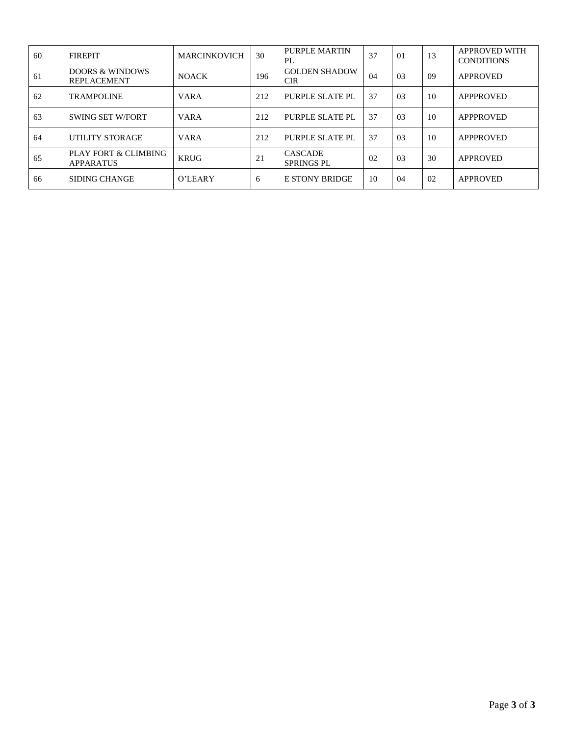| | | | | | | | | |
|---|---|---|---|---|---|---|---|---|
| 60 | FIREPIT | MARCINKOVICH | 30 | PURPLE MARTIN PL | 37 | 01 | 13 | APPROVED WITH CONDITIONS |
| 61 | DOORS & WINDOWS REPLACEMENT | NOACK | 196 | GOLDEN SHADOW CIR | 04 | 03 | 09 | APPROVED |
| 62 | TRAMPOLINE | VARA | 212 | PURPLE SLATE PL | 37 | 03 | 10 | APPPROVED |
| 63 | SWING SET W/FORT | VARA | 212 | PURPLE SLATE PL | 37 | 03 | 10 | APPPROVED |
| 64 | UTILITY STORAGE | VARA | 212 | PURPLE SLATE PL | 37 | 03 | 10 | APPPROVED |
| 65 | PLAY FORT & CLIMBING APPARATUS | KRUG | 21 | CASCADE SPRINGS PL | 02 | 03 | 30 | APPROVED |
| 66 | SIDING CHANGE | O'LEARY | 6 | E STONY BRIDGE | 10 | 04 | 02 | APPROVED |